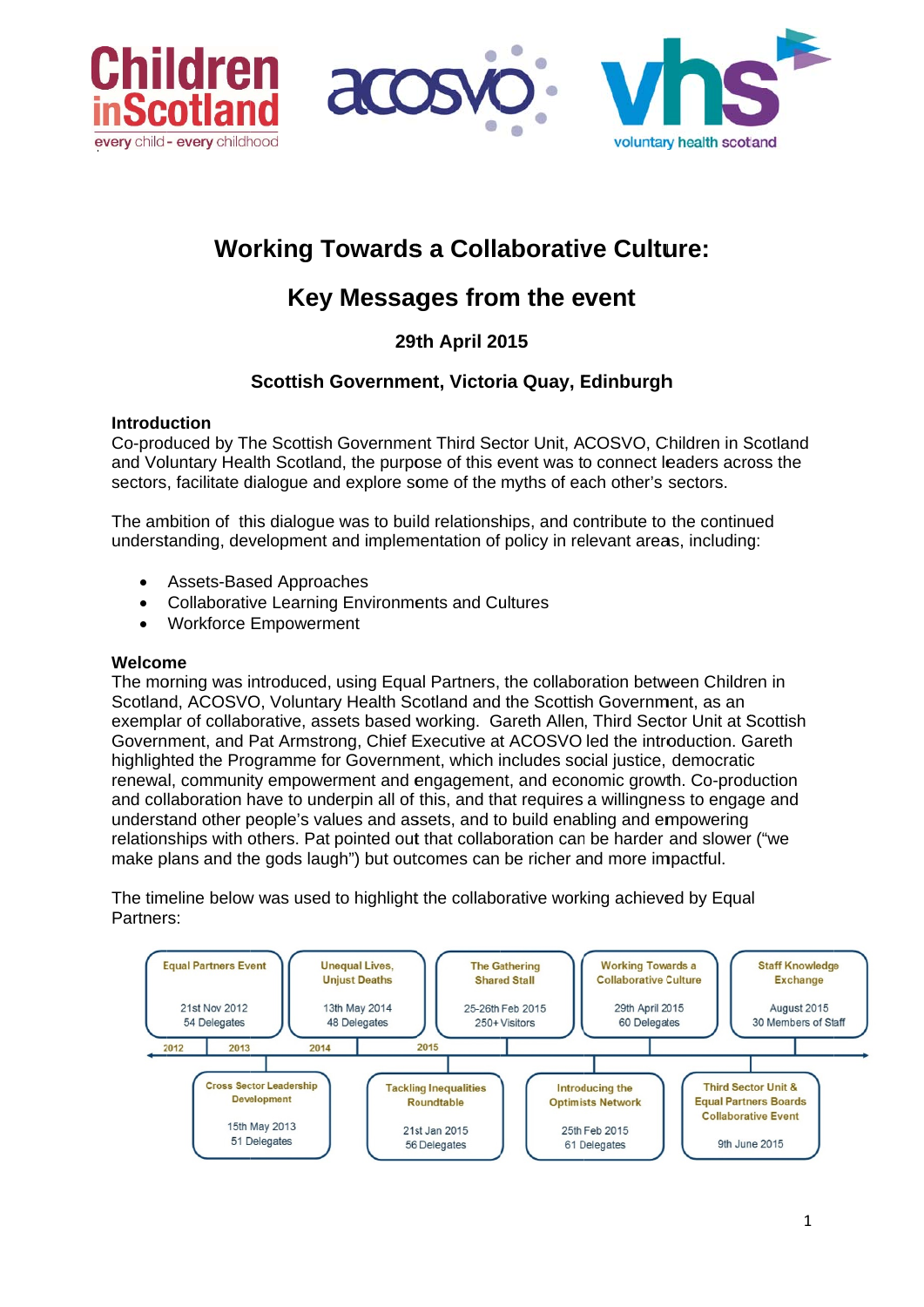Children in Scotland — every child - every childhood | acosvo | vhs voluntary health scotland

# Working Towards a Collaborative Culture:

# Key Messages from the event

### 29th April 2015

### Scottish Government, Victoria Quay, Edinburgh

**Introduction**

Co-produced by The Scottish Government Third Sector Unit, ACOSVO, Children in Scotland and Voluntary Health Scotland, the purpose of this event was to connect leaders across the sectors, facilitate dialogue and explore some of the myths of each other's sectors.

The ambition of this dialogue was to build relationships, and contribute to the continued understanding, development and implementation of policy in relevant areas, including:

- Assets-Based Approaches
- Collaborative Learning Environments and Cultures
- Workforce Empowerment

**Welcome**

The morning was introduced, using Equal Partners, the collaboration between Children in Scotland, ACOSVO, Voluntary Health Scotland and the Scottish Government, as an exemplar of collaborative, assets based working. Gareth Allen, Third Sector Unit at Scottish Government, and Pat Armstrong, Chief Executive at ACOSVO led the introduction. Gareth highlighted the Programme for Government, which includes social justice, democratic renewal, community empowerment and engagement, and economic growth. Co-production and collaboration have to underpin all of this, and that requires a willingness to engage and understand other people's values and assets, and to build enabling and empowering relationships with others. Pat pointed out that collaboration can be harder and slower ("we make plans and the gods laugh") but outcomes can be richer and more impactful.

The timeline below was used to highlight the collaborative working achieved by Equal Partners:

| Event | Date | Attendance |
|---|---|---|
| Equal Partners Event | 21st Nov 2012 | 54 Delegates |
| Cross Sector Leadership Development | 15th May 2013 | 51 Delegates |
| Unequal Lives, Unjust Deaths | 13th May 2014 | 48 Delegates |
| Tackling Inequalities Roundtable | 21st Jan 2015 | 56 Delegates |
| Introducing the Optimists Network | 25th Feb 2015 | 61 Delegates |
| The Gathering Shared Stall | 25-26th Feb 2015 | 250+ Visitors |
| Working Towards a Collaborative Culture | 29th April 2015 | 60 Delegates |
| Third Sector Unit & Equal Partners Boards Collaborative Event | 9th June 2015 | |
| Staff Knowledge Exchange | August 2015 | 30 Members of Staff |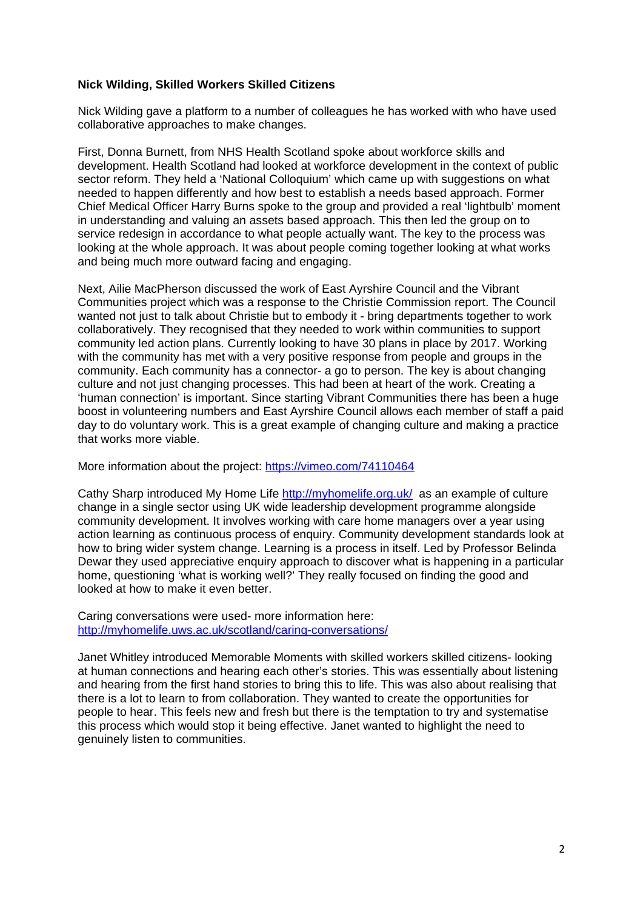**Nick Wilding, Skilled Workers Skilled Citizens**

Nick Wilding gave a platform to a number of colleagues he has worked with who have used collaborative approaches to make changes.

First, Donna Burnett, from NHS Health Scotland spoke about workforce skills and development. Health Scotland had looked at workforce development in the context of public sector reform. They held a 'National Colloquium' which came up with suggestions on what needed to happen differently and how best to establish a needs based approach. Former Chief Medical Officer Harry Burns spoke to the group and provided a real 'lightbulb' moment in understanding and valuing an assets based approach. This then led the group on to service redesign in accordance to what people actually want. The key to the process was looking at the whole approach. It was about people coming together looking at what works and being much more outward facing and engaging.

Next, Ailie MacPherson discussed the work of East Ayrshire Council and the Vibrant Communities project which was a response to the Christie Commission report. The Council wanted not just to talk about Christie but to embody it - bring departments together to work collaboratively. They recognised that they needed to work within communities to support community led action plans. Currently looking to have 30 plans in place by 2017. Working with the community has met with a very positive response from people and groups in the community. Each community has a connector- a go to person. The key is about changing culture and not just changing processes. This had been at heart of the work. Creating a 'human connection' is important. Since starting Vibrant Communities there has been a huge boost in volunteering numbers and East Ayrshire Council allows each member of staff a paid day to do voluntary work. This is a great example of changing culture and making a practice that works more viable.

More information about the project: [https://vimeo.com/74110464](https://vimeo.com/74110464)

Cathy Sharp introduced My Home Life [http://myhomelife.org.uk/](http://myhomelife.org.uk/) as an example of culture change in a single sector using UK wide leadership development programme alongside community development. It involves working with care home managers over a year using action learning as continuous process of enquiry. Community development standards look at how to bring wider system change. Learning is a process in itself. Led by Professor Belinda Dewar they used appreciative enquiry approach to discover what is happening in a particular home, questioning 'what is working well?' They really focused on finding the good and looked at how to make it even better.

Caring conversations were used- more information here: [http://myhomelife.uws.ac.uk/scotland/caring-conversations/](http://myhomelife.uws.ac.uk/scotland/caring-conversations/)

Janet Whitley introduced Memorable Moments with skilled workers skilled citizens- looking at human connections and hearing each other's stories. This was essentially about listening and hearing from the first hand stories to bring this to life. This was also about realising that there is a lot to learn to from collaboration. They wanted to create the opportunities for people to hear. This feels new and fresh but there is the temptation to try and systematise this process which would stop it being effective. Janet wanted to highlight the need to genuinely listen to communities.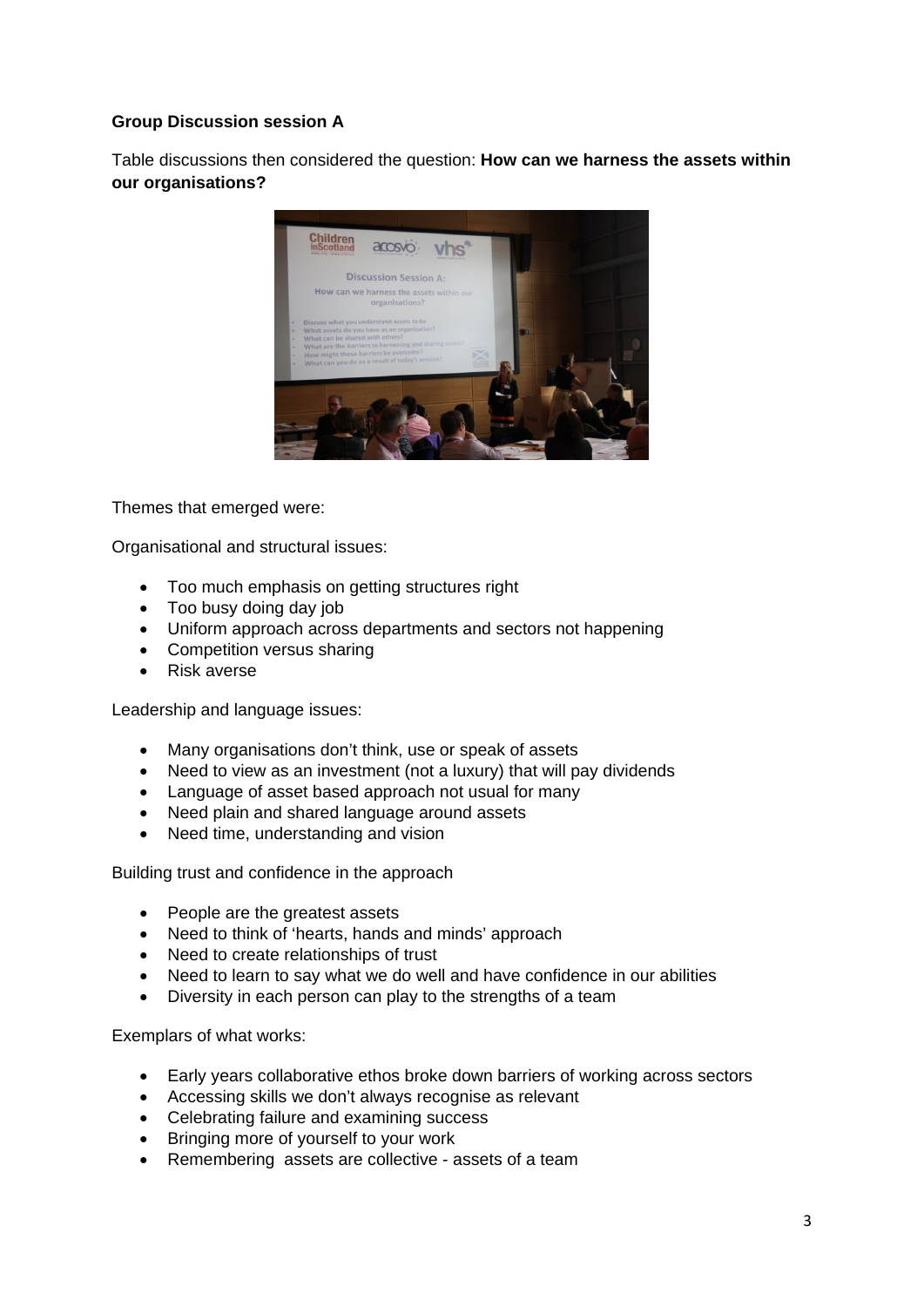**Group Discussion session A**

Table discussions then considered the question: **How can we harness the assets within our organisations?**

Themes that emerged were:

Organisational and structural issues:

- Too much emphasis on getting structures right
- Too busy doing day job
- Uniform approach across departments and sectors not happening
- Competition versus sharing
- Risk averse

Leadership and language issues:

- Many organisations don't think, use or speak of assets
- Need to view as an investment (not a luxury) that will pay dividends
- Language of asset based approach not usual for many
- Need plain and shared language around assets
- Need time, understanding and vision

Building trust and confidence in the approach

- People are the greatest assets
- Need to think of 'hearts, hands and minds' approach
- Need to create relationships of trust
- Need to learn to say what we do well and have confidence in our abilities
- Diversity in each person can play to the strengths of a team

Exemplars of what works:

- Early years collaborative ethos broke down barriers of working across sectors
- Accessing skills we don't always recognise as relevant
- Celebrating failure and examining success
- Bringing more of yourself to your work
- Remembering assets are collective - assets of a team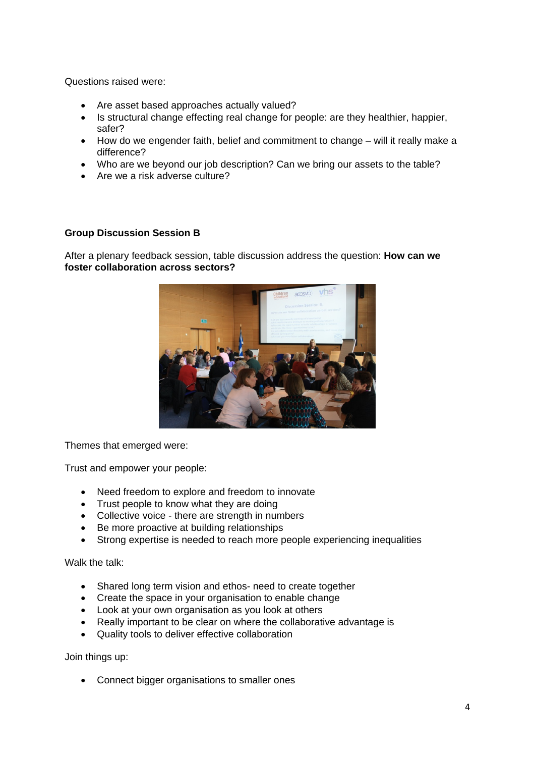Questions raised were:

- Are asset based approaches actually valued?
- Is structural change effecting real change for people: are they healthier, happier, safer?
- How do we engender faith, belief and commitment to change – will it really make a difference?
- Who are we beyond our job description? Can we bring our assets to the table?
- Are we a risk adverse culture?

**Group Discussion Session B**

After a plenary feedback session, table discussion address the question: **How can we foster collaboration across sectors?**

Themes that emerged were:

Trust and empower your people:

- Need freedom to explore and freedom to innovate
- Trust people to know what they are doing
- Collective voice - there are strength in numbers
- Be more proactive at building relationships
- Strong expertise is needed to reach more people experiencing inequalities

Walk the talk:

- Shared long term vision and ethos- need to create together
- Create the space in your organisation to enable change
- Look at your own organisation as you look at others
- Really important to be clear on where the collaborative advantage is
- Quality tools to deliver effective collaboration

Join things up:

- Connect bigger organisations to smaller ones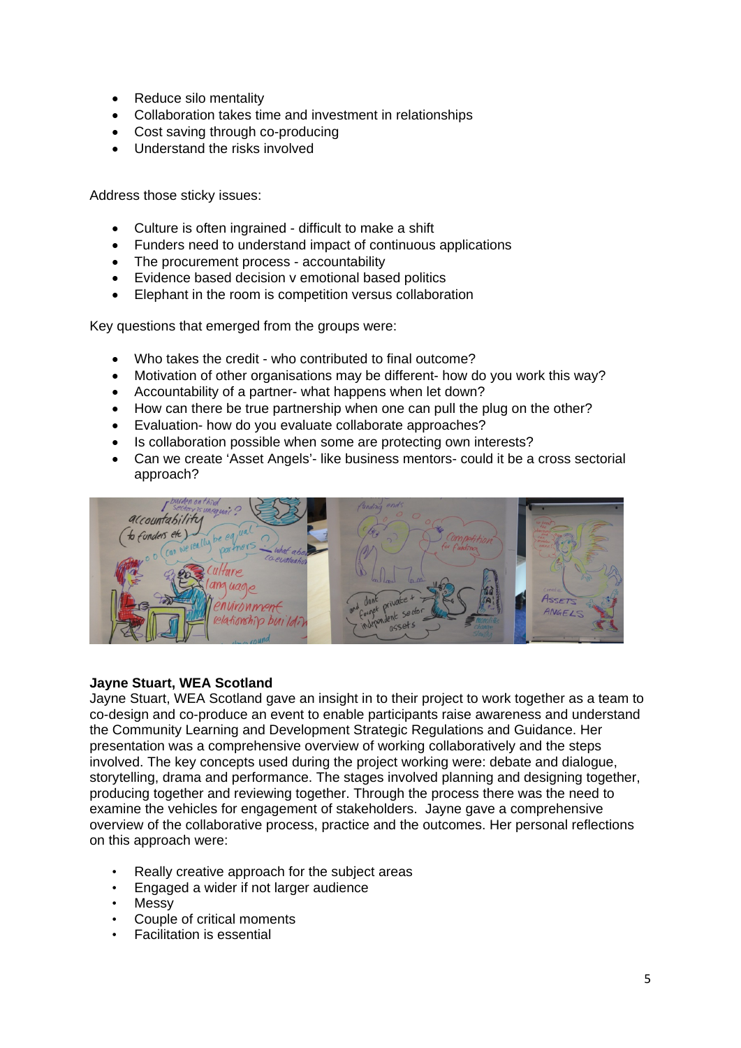- Reduce silo mentality
- Collaboration takes time and investment in relationships
- Cost saving through co-producing
- Understand the risks involved

Address those sticky issues:

- Culture is often ingrained - difficult to make a shift
- Funders need to understand impact of continuous applications
- The procurement process - accountability
- Evidence based decision v emotional based politics
- Elephant in the room is competition versus collaboration

Key questions that emerged from the groups were:

- Who takes the credit - who contributed to final outcome?
- Motivation of other organisations may be different- how do you work this way?
- Accountability of a partner- what happens when let down?
- How can there be true partnership when one can pull the plug on the other?
- Evaluation- how do you evaluate collaborate approaches?
- Is collaboration possible when some are protecting own interests?
- Can we create 'Asset Angels'- like business mentors- could it be a cross sectorial approach?

**Jayne Stuart, WEA Scotland**

Jayne Stuart, WEA Scotland gave an insight in to their project to work together as a team to co-design and co-produce an event to enable participants raise awareness and understand the Community Learning and Development Strategic Regulations and Guidance. Her presentation was a comprehensive overview of working collaboratively and the steps involved. The key concepts used during the project working were: debate and dialogue, storytelling, drama and performance. The stages involved planning and designing together, producing together and reviewing together. Through the process there was the need to examine the vehicles for engagement of stakeholders. Jayne gave a comprehensive overview of the collaborative process, practice and the outcomes. Her personal reflections on this approach were:

- Really creative approach for the subject areas
- Engaged a wider if not larger audience
- Messy
- Couple of critical moments
- Facilitation is essential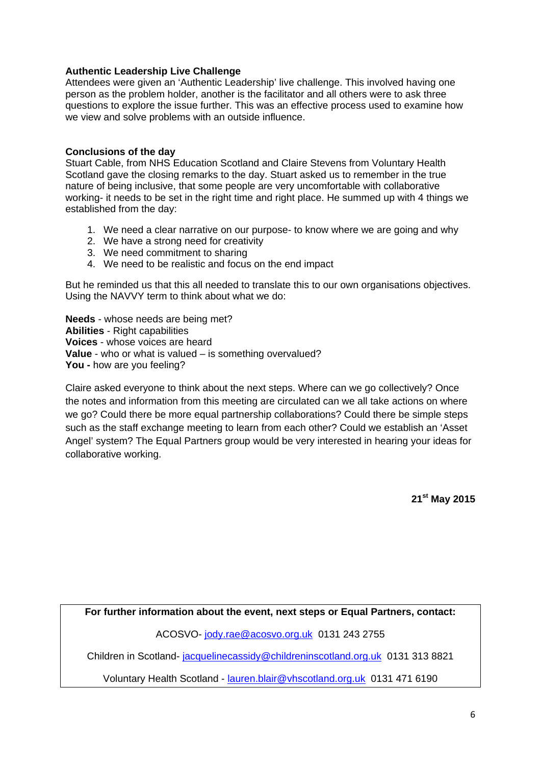**Authentic Leadership Live Challenge**

Attendees were given an 'Authentic Leadership' live challenge. This involved having one person as the problem holder, another is the facilitator and all others were to ask three questions to explore the issue further. This was an effective process used to examine how we view and solve problems with an outside influence.

**Conclusions of the day**

Stuart Cable, from NHS Education Scotland and Claire Stevens from Voluntary Health Scotland gave the closing remarks to the day. Stuart asked us to remember in the true nature of being inclusive, that some people are very uncomfortable with collaborative working- it needs to be set in the right time and right place. He summed up with 4 things we established from the day:

1. We need a clear narrative on our purpose- to know where we are going and why
2. We have a strong need for creativity
3. We need commitment to sharing
4. We need to be realistic and focus on the end impact

But he reminded us that this all needed to translate this to our own organisations objectives. Using the NAVVY term to think about what we do:

**Needs** - whose needs are being met?
**Abilities** - Right capabilities
**Voices** - whose voices are heard
**Value** - who or what is valued – is something overvalued?
**You -** how are you feeling?

Claire asked everyone to think about the next steps. Where can we go collectively? Once the notes and information from this meeting are circulated can we all take actions on where we go? Could there be more equal partnership collaborations? Could there be simple steps such as the staff exchange meeting to learn from each other? Could we establish an 'Asset Angel' system? The Equal Partners group would be very interested in hearing your ideas for collaborative working.

**21st May 2015**

**For further information about the event, next steps or Equal Partners, contact:**

ACOSVO- jody.rae@acosvo.org.uk 0131 243 2755

Children in Scotland- jacquelinecassidy@childreninscotland.org.uk 0131 313 8821

Voluntary Health Scotland - lauren.blair@vhscotland.org.uk 0131 471 6190